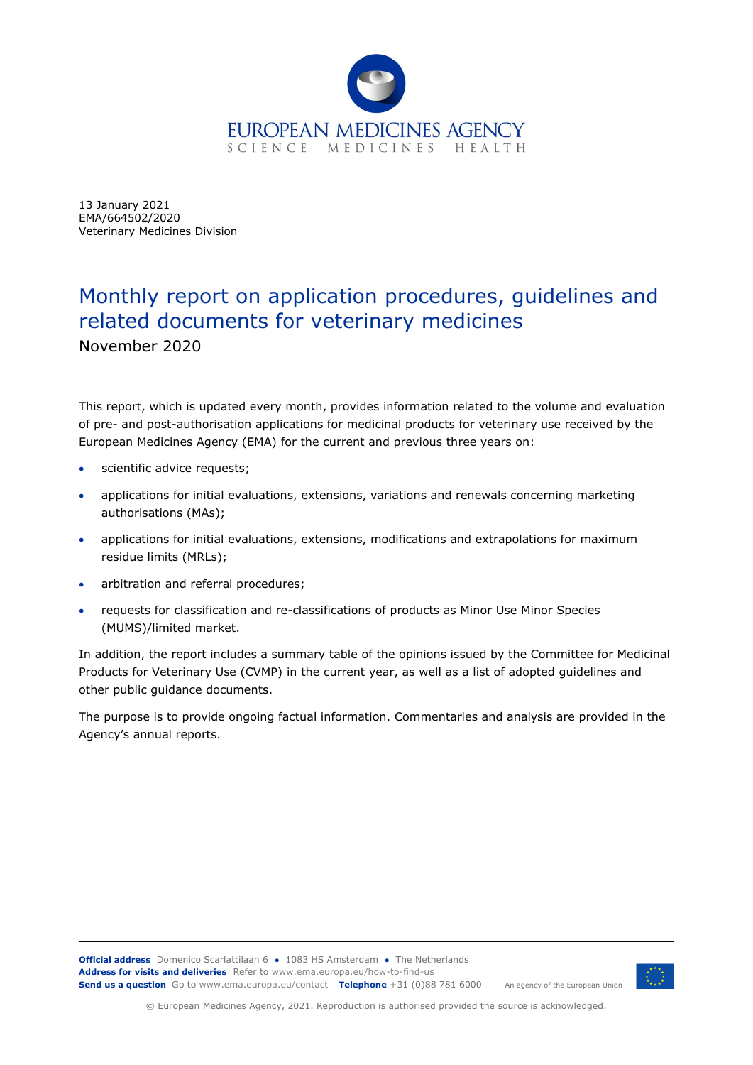13 January 2021
EMA/664502/2020
Veterinary Medicines Division

# Monthly report on application procedures, guidelines and related documents for veterinary medicines

November 2020

This report, which is updated every month, provides information related to the volume and evaluation of pre- and post-authorisation applications for medicinal products for veterinary use received by the European Medicines Agency (EMA) for the current and previous three years on:

- scientific advice requests;
- applications for initial evaluations, extensions, variations and renewals concerning marketing authorisations (MAs);
- applications for initial evaluations, extensions, modifications and extrapolations for maximum residue limits (MRLs);
- arbitration and referral procedures;
- requests for classification and re-classifications of products as Minor Use Minor Species (MUMS)/limited market.

In addition, the report includes a summary table of the opinions issued by the Committee for Medicinal Products for Veterinary Use (CVMP) in the current year, as well as a list of adopted guidelines and other public guidance documents.

The purpose is to provide ongoing factual information. Commentaries and analysis are provided in the Agency's annual reports.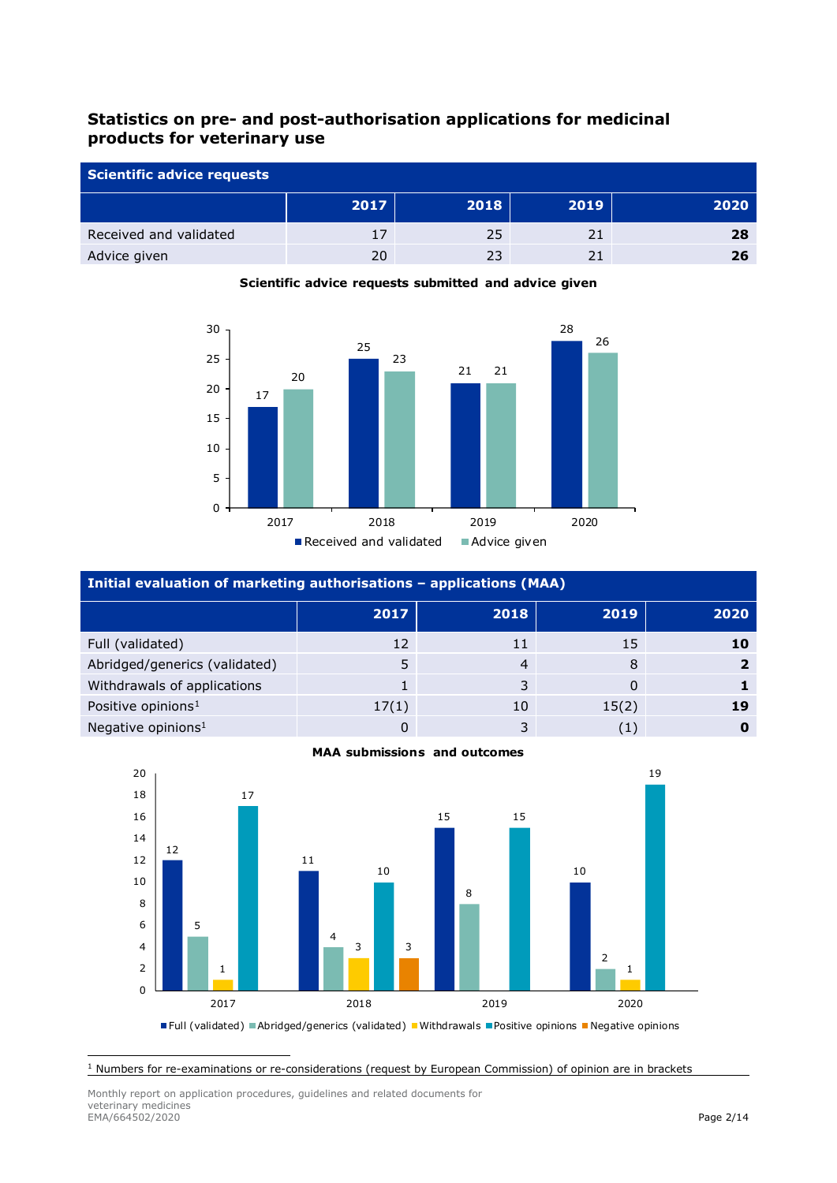## Statistics on pre- and post-authorisation applications for medicinal products for veterinary use

| Scientific advice requests | 2017 | 2018 | 2019 | 2020 |
|---|---|---|---|---|
| Received and validated | 17 | 25 | 21 | **28** |
| Advice given | 20 | 23 | 21 | **26** |

**Scientific advice requests submitted and advice given**

| Initial evaluation of marketing authorisations – applications (MAA) | 2017 | 2018 | 2019 | 2020 |
|---|---|---|---|---|
| Full (validated) | 12 | 11 | 15 | **10** |
| Abridged/generics (validated) | 5 | 4 | 8 | **2** |
| Withdrawals of applications | 1 | 3 | 0 | **1** |
| Positive opinions[1] | 17(1) | 10 | 15(2) | **19** |
| Negative opinions[1] | 0 | 3 | (1) | **0** |

**MAA submissions and outcomes**

[1] Numbers for re-examinations or re-considerations (request by European Commission) of opinion are in brackets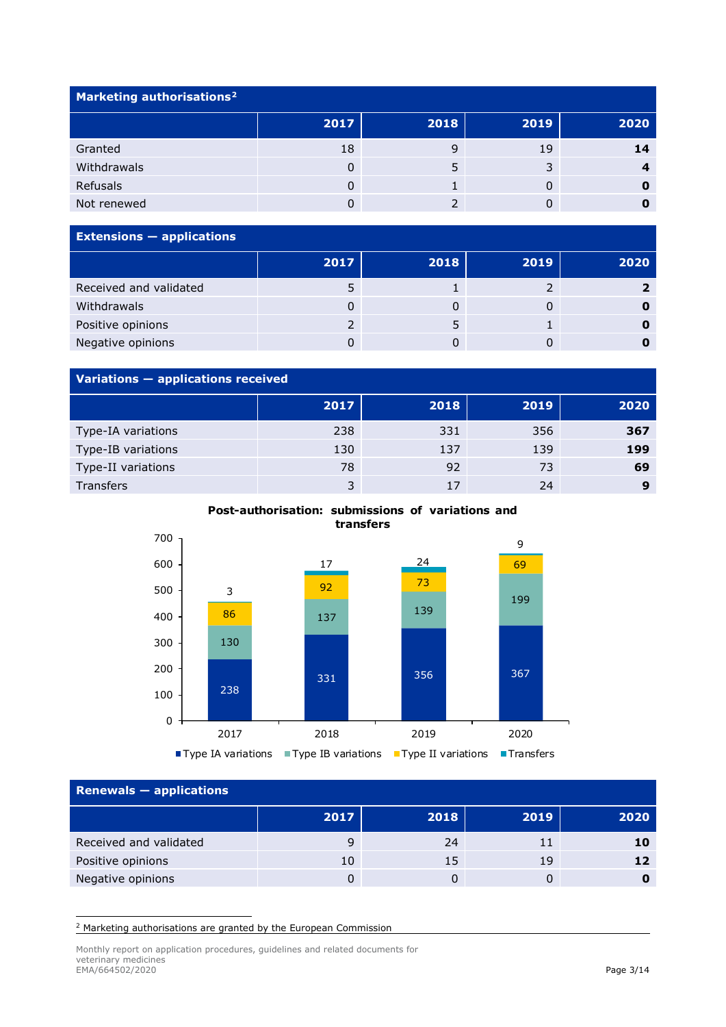| Marketing authorisations[2] | 2017 | 2018 | 2019 | 2020 |
|---|---|---|---|---|
| Granted | 18 | 9 | 19 | **14** |
| Withdrawals | 0 | 5 | 3 | **4** |
| Refusals | 0 | 1 | 0 | **0** |
| Not renewed | 0 | 2 | 0 | **0** |

| Extensions — applications | 2017 | 2018 | 2019 | 2020 |
|---|---|---|---|---|
| Received and validated | 5 | 1 | 2 | **2** |
| Withdrawals | 0 | 0 | 0 | **0** |
| Positive opinions | 2 | 5 | 1 | **0** |
| Negative opinions | 0 | 0 | 0 | **0** |

| Variations — applications received | 2017 | 2018 | 2019 | 2020 |
|---|---|---|---|---|
| Type-IA variations | 238 | 331 | 356 | **367** |
| Type-IB variations | 130 | 137 | 139 | **199** |
| Type-II variations | 78 | 92 | 73 | **69** |
| Transfers | 3 | 17 | 24 | **9** |

**Post-authorisation: submissions of variations and transfers**

| | 2017 | 2018 | 2019 | 2020 |
|---|---|---|---|---|
| Type IA variations | 238 | 331 | 356 | 367 |
| Type IB variations | 130 | 137 | 139 | 199 |
| Type II variations | 86 | 92 | 73 | 69 |
| Transfers | 3 | 17 | 24 | 9 |

| Renewals — applications | 2017 | 2018 | 2019 | 2020 |
|---|---|---|---|---|
| Received and validated | 9 | 24 | 11 | **10** |
| Positive opinions | 10 | 15 | 19 | **12** |
| Negative opinions | 0 | 0 | 0 | **0** |

[2] Marketing authorisations are granted by the European Commission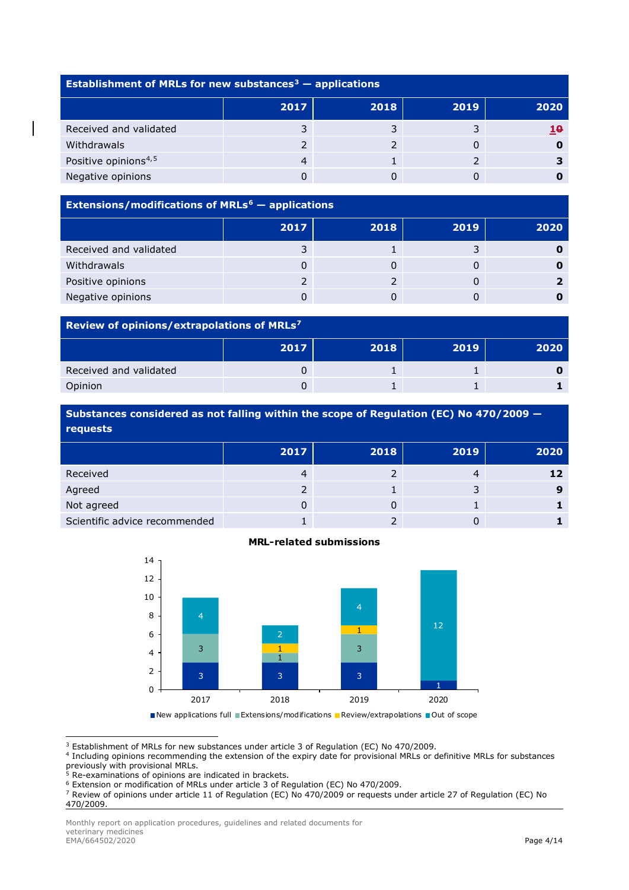| Establishment of MRLs for new substances[3] — applications | | | | |
|---|---|---|---|---|
| | **2017** | **2018** | **2019** | **2020** |
| Received and validated | 3 | 3 | 3 | **1~~0~~** |
| Withdrawals | 2 | 2 | 0 | **0** |
| Positive opinions[4,5] | 4 | 1 | 2 | **3** |
| Negative opinions | 0 | 0 | 0 | **0** |

| Extensions/modifications of MRLs[6] — applications | | | | |
|---|---|---|---|---|
| | **2017** | **2018** | **2019** | **2020** |
| Received and validated | 3 | 1 | 3 | **0** |
| Withdrawals | 0 | 0 | 0 | **0** |
| Positive opinions | 2 | 2 | 0 | **2** |
| Negative opinions | 0 | 0 | 0 | **0** |

| Review of opinions/extrapolations of MRLs[7] | | | | |
|---|---|---|---|---|
| | **2017** | **2018** | **2019** | **2020** |
| Received and validated | 0 | 1 | 1 | **0** |
| Opinion | 0 | 1 | 1 | **1** |

| Substances considered as not falling within the scope of Regulation (EC) No 470/2009 — requests | | | | |
|---|---|---|---|---|
| | **2017** | **2018** | **2019** | **2020** |
| Received | 4 | 2 | 4 | **12** |
| Agreed | 2 | 1 | 3 | **9** |
| Not agreed | 0 | 0 | 1 | **1** |
| Scientific advice recommended | 1 | 2 | 0 | **1** |

**MRL-related submissions**

| | 2017 | 2018 | 2019 | 2020 |
|---|---|---|---|---|
| New applications full | 3 | 3 | 3 | 1 |
| Extensions/modifications | 3 | 1 | 3 | |
| Review/extrapolations | | 1 | 1 | |
| Out of scope | 4 | 2 | 4 | 12 |

[3] Establishment of MRLs for new substances under article 3 of Regulation (EC) No 470/2009.

[4] Including opinions recommending the extension of the expiry date for provisional MRLs or definitive MRLs for substances previously with provisional MRLs.

[5] Re-examinations of opinions are indicated in brackets.

[6] Extension or modification of MRLs under article 3 of Regulation (EC) No 470/2009.

[7] Review of opinions under article 11 of Regulation (EC) No 470/2009 or requests under article 27 of Regulation (EC) No 470/2009.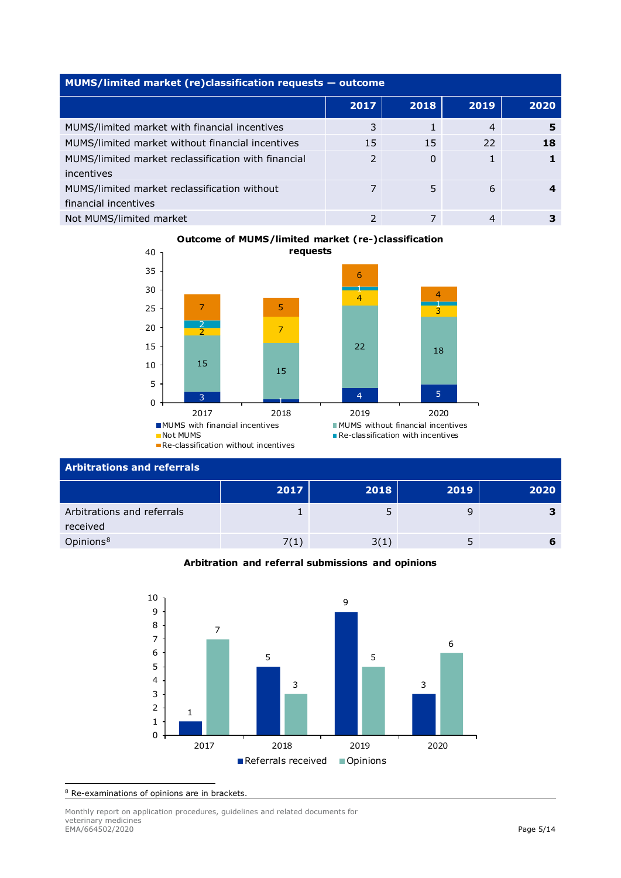| MUMS/limited market (re)classification requests — outcome | | | | |
|---|---|---|---|---|
| | **2017** | **2018** | **2019** | **2020** |
| MUMS/limited market with financial incentives | 3 | 1 | 4 | **5** |
| MUMS/limited market without financial incentives | 15 | 15 | 22 | **18** |
| MUMS/limited market reclassification with financial incentives | 2 | 0 | 1 | **1** |
| MUMS/limited market reclassification without financial incentives | 7 | 5 | 6 | **4** |
| Not MUMS/limited market | 2 | 7 | 4 | **3** |

**Outcome of MUMS/limited market (re-)classification requests**

| Arbitrations and referrals | | | | |
|---|---|---|---|---|
| | **2017** | **2018** | **2019** | **2020** |
| Arbitrations and referrals received | 1 | 5 | 9 | **3** |
| Opinions[8] | 7(1) | 3(1) | 5 | **6** |

**Arbitration and referral submissions and opinions**

[8] Re-examinations of opinions are in brackets.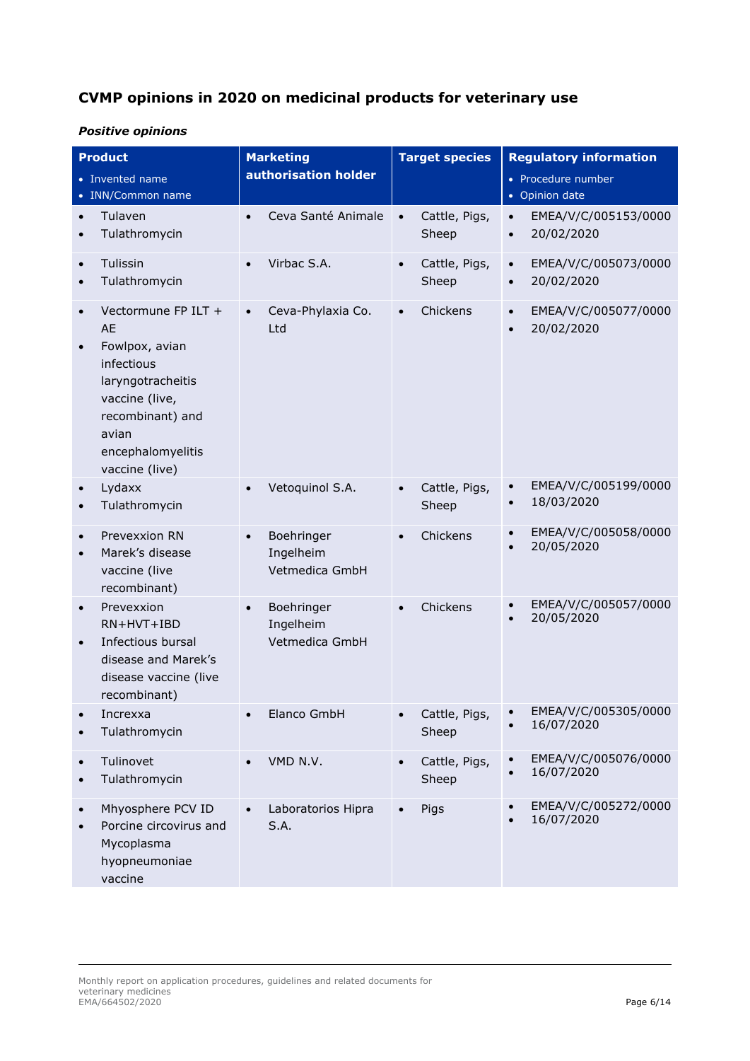## CVMP opinions in 2020 on medicinal products for veterinary use

### *Positive opinions*

| Product<br>• Invented name<br>• INN/Common name | Marketing authorisation holder | Target species | Regulatory information<br>• Procedure number<br>• Opinion date |
|---|---|---|---|
| • Tulaven<br>• Tulathromycin | • Ceva Santé Animale | • Cattle, Pigs, Sheep | • EMEA/V/C/005153/0000<br>• 20/02/2020 |
| • Tulissin<br>• Tulathromycin | • Virbac S.A. | • Cattle, Pigs, Sheep | • EMEA/V/C/005073/0000<br>• 20/02/2020 |
| • Vectormune FP ILT + AE<br>• Fowlpox, avian infectious laryngotracheitis vaccine (live, recombinant) and avian encephalomyelitis vaccine (live) | • Ceva-Phylaxia Co. Ltd | • Chickens | • EMEA/V/C/005077/0000<br>• 20/02/2020 |
| • Lydaxx<br>• Tulathromycin | • Vetoquinol S.A. | • Cattle, Pigs, Sheep | • EMEA/V/C/005199/0000<br>• 18/03/2020 |
| • Prevexxion RN<br>• Marek's disease vaccine (live recombinant) | • Boehringer Ingelheim Vetmedica GmbH | • Chickens | • EMEA/V/C/005058/0000<br>• 20/05/2020 |
| • Prevexxion RN+HVT+IBD<br>• Infectious bursal disease and Marek's disease vaccine (live recombinant) | • Boehringer Ingelheim Vetmedica GmbH | • Chickens | • EMEA/V/C/005057/0000<br>• 20/05/2020 |
| • Increxxa<br>• Tulathromycin | • Elanco GmbH | • Cattle, Pigs, Sheep | • EMEA/V/C/005305/0000<br>• 16/07/2020 |
| • Tulinovet<br>• Tulathromycin | • VMD N.V. | • Cattle, Pigs, Sheep | • EMEA/V/C/005076/0000<br>• 16/07/2020 |
| • Mhyosphere PCV ID<br>• Porcine circovirus and Mycoplasma hyopneumoniae vaccine | • Laboratorios Hipra S.A. | • Pigs | • EMEA/V/C/005272/0000<br>• 16/07/2020 |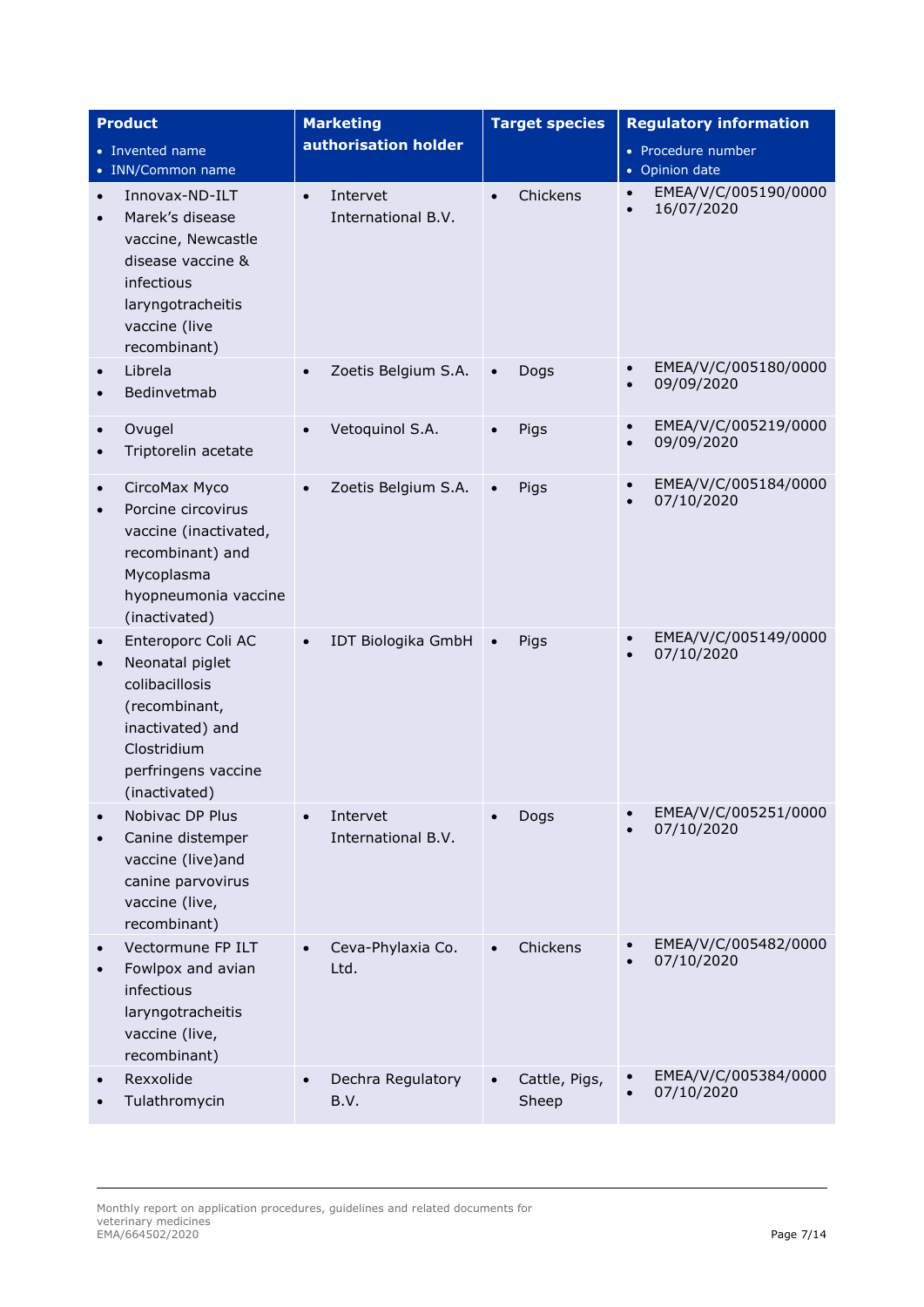| Product<br>• Invented name<br>• INN/Common name | Marketing authorisation holder | Target species | Regulatory information<br>• Procedure number<br>• Opinion date |
|---|---|---|---|
| • Innovax-ND-ILT<br>• Marek's disease vaccine, Newcastle disease vaccine & infectious laryngotracheitis vaccine (live recombinant) | • Intervet International B.V. | • Chickens | • EMEA/V/C/005190/0000<br>• 16/07/2020 |
| • Librela<br>• Bedinvetmab | • Zoetis Belgium S.A. | • Dogs | • EMEA/V/C/005180/0000<br>• 09/09/2020 |
| • Ovugel<br>• Triptorelin acetate | • Vetoquinol S.A. | • Pigs | • EMEA/V/C/005219/0000<br>• 09/09/2020 |
| • CircoMax Myco<br>• Porcine circovirus vaccine (inactivated, recombinant) and Mycoplasma hyopneumonia vaccine (inactivated) | • Zoetis Belgium S.A. | • Pigs | • EMEA/V/C/005184/0000<br>• 07/10/2020 |
| • Enteroporc Coli AC<br>• Neonatal piglet colibacillosis (recombinant, inactivated) and Clostridium perfringens vaccine (inactivated) | • IDT Biologika GmbH | • Pigs | • EMEA/V/C/005149/0000<br>• 07/10/2020 |
| • Nobivac DP Plus<br>• Canine distemper vaccine (live)and canine parvovirus vaccine (live, recombinant) | • Intervet International B.V. | • Dogs | • EMEA/V/C/005251/0000<br>• 07/10/2020 |
| • Vectormune FP ILT<br>• Fowlpox and avian infectious laryngotracheitis vaccine (live, recombinant) | • Ceva-Phylaxia Co. Ltd. | • Chickens | • EMEA/V/C/005482/0000<br>• 07/10/2020 |
| • Rexxolide<br>• Tulathromycin | • Dechra Regulatory B.V. | • Cattle, Pigs, Sheep | • EMEA/V/C/005384/0000<br>• 07/10/2020 |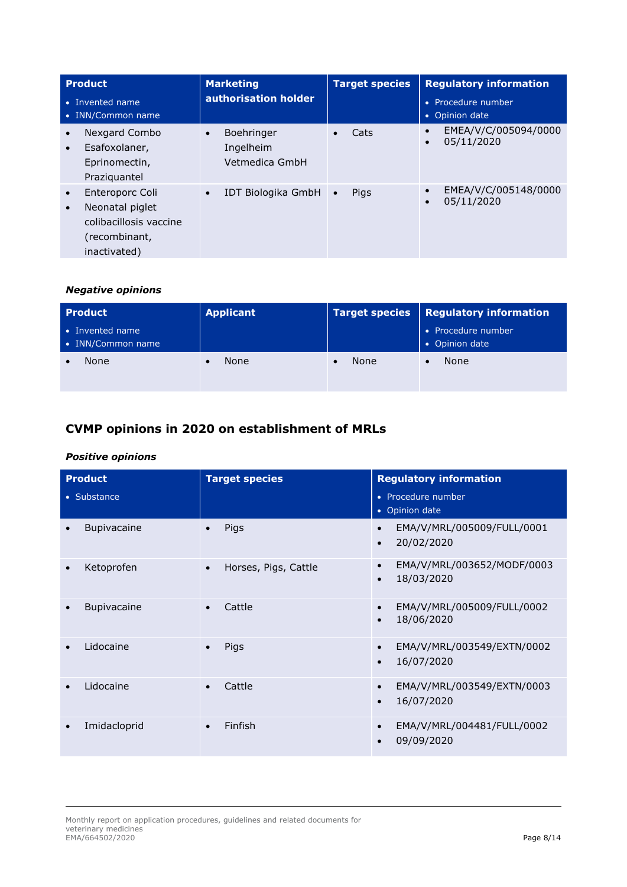| Product<br>• Invented name<br>• INN/Common name | Marketing authorisation holder | Target species | Regulatory information<br>• Procedure number<br>• Opinion date |
|---|---|---|---|
| • Nexgard Combo<br>• Esafoxolaner, Eprinomectin, Praziquantel | • Boehringer Ingelheim Vetmedica GmbH | • Cats | • EMEA/V/C/005094/0000<br>• 05/11/2020 |
| • Enteroporc Coli<br>• Neonatal piglet colibacillosis vaccine (recombinant, inactivated) | • IDT Biologika GmbH | • Pigs | • EMEA/V/C/005148/0000<br>• 05/11/2020 |

***Negative opinions***

| Product<br>• Invented name<br>• INN/Common name | Applicant | Target species | Regulatory information<br>• Procedure number<br>• Opinion date |
|---|---|---|---|
| • None | • None | • None | • None |

## CVMP opinions in 2020 on establishment of MRLs

***Positive opinions***

| Product<br>• Substance | Target species | Regulatory information<br>• Procedure number<br>• Opinion date |
|---|---|---|
| • Bupivacaine | • Pigs | • EMA/V/MRL/005009/FULL/0001<br>• 20/02/2020 |
| • Ketoprofen | • Horses, Pigs, Cattle | • EMA/V/MRL/003652/MODF/0003<br>• 18/03/2020 |
| • Bupivacaine | • Cattle | • EMA/V/MRL/005009/FULL/0002<br>• 18/06/2020 |
| • Lidocaine | • Pigs | • EMA/V/MRL/003549/EXTN/0002<br>• 16/07/2020 |
| • Lidocaine | • Cattle | • EMA/V/MRL/003549/EXTN/0003<br>• 16/07/2020 |
| • Imidacloprid | • Finfish | • EMA/V/MRL/004481/FULL/0002<br>• 09/09/2020 |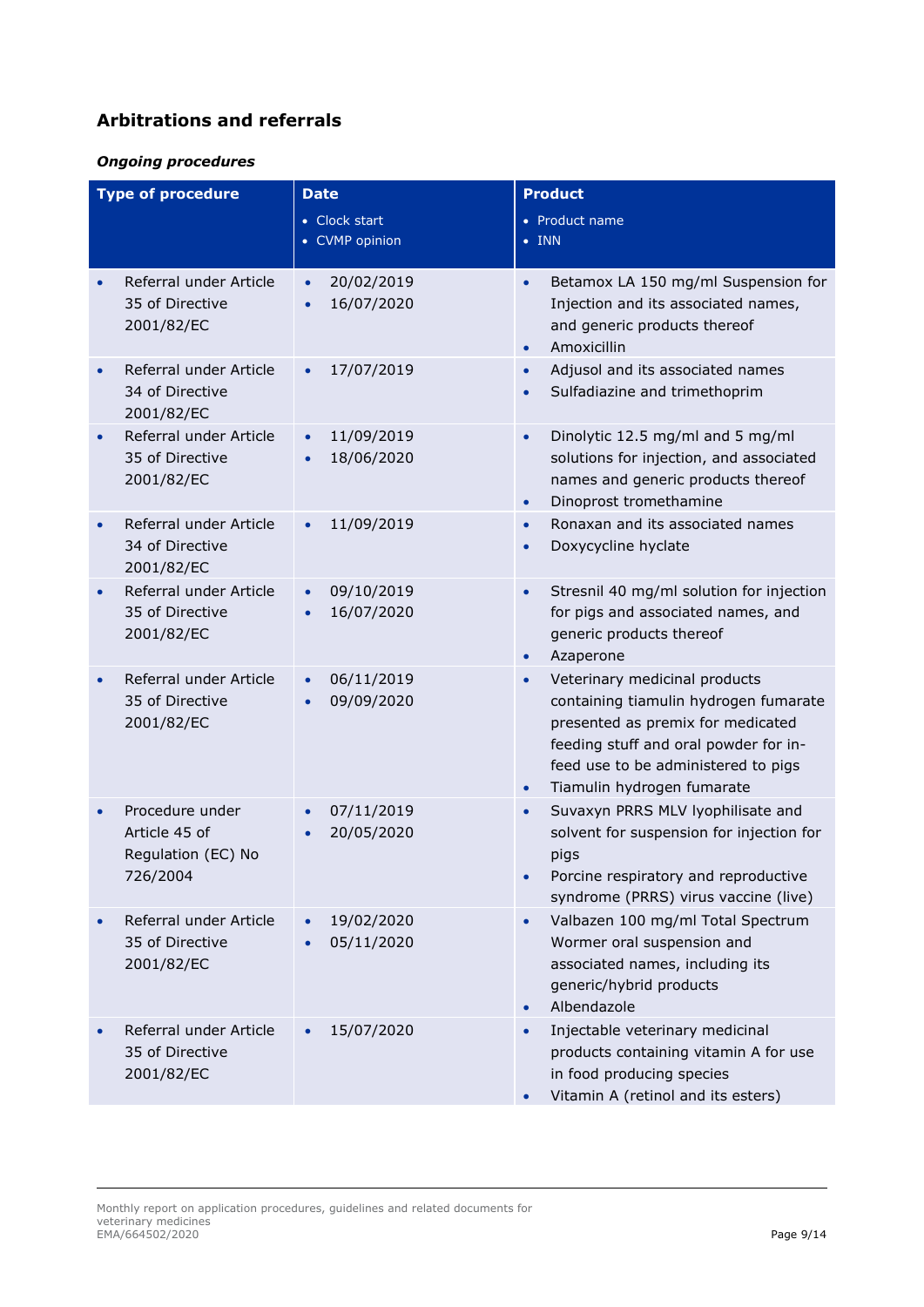## Arbitrations and referrals

### *Ongoing procedures*

| Type of procedure | Date<br>• Clock start<br>• CVMP opinion | Product<br>• Product name<br>• INN |
|---|---|---|
| • Referral under Article 35 of Directive 2001/82/EC | • 20/02/2019<br>• 16/07/2020 | • Betamox LA 150 mg/ml Suspension for Injection and its associated names, and generic products thereof<br>• Amoxicillin |
| • Referral under Article 34 of Directive 2001/82/EC | • 17/07/2019 | • Adjusol and its associated names<br>• Sulfadiazine and trimethoprim |
| • Referral under Article 35 of Directive 2001/82/EC | • 11/09/2019<br>• 18/06/2020 | • Dinolytic 12.5 mg/ml and 5 mg/ml solutions for injection, and associated names and generic products thereof<br>• Dinoprost tromethamine |
| • Referral under Article 34 of Directive 2001/82/EC | • 11/09/2019 | • Ronaxan and its associated names<br>• Doxycycline hyclate |
| • Referral under Article 35 of Directive 2001/82/EC | • 09/10/2019<br>• 16/07/2020 | • Stresnil 40 mg/ml solution for injection for pigs and associated names, and generic products thereof<br>• Azaperone |
| • Referral under Article 35 of Directive 2001/82/EC | • 06/11/2019<br>• 09/09/2020 | • Veterinary medicinal products containing tiamulin hydrogen fumarate presented as premix for medicated feeding stuff and oral powder for in-feed use to be administered to pigs<br>• Tiamulin hydrogen fumarate |
| • Procedure under Article 45 of Regulation (EC) No 726/2004 | • 07/11/2019<br>• 20/05/2020 | • Suvaxyn PRRS MLV lyophilisate and solvent for suspension for injection for pigs<br>• Porcine respiratory and reproductive syndrome (PRRS) virus vaccine (live) |
| • Referral under Article 35 of Directive 2001/82/EC | • 19/02/2020<br>• 05/11/2020 | • Valbazen 100 mg/ml Total Spectrum Wormer oral suspension and associated names, including its generic/hybrid products<br>• Albendazole |
| • Referral under Article 35 of Directive 2001/82/EC | • 15/07/2020 | • Injectable veterinary medicinal products containing vitamin A for use in food producing species<br>• Vitamin A (retinol and its esters) |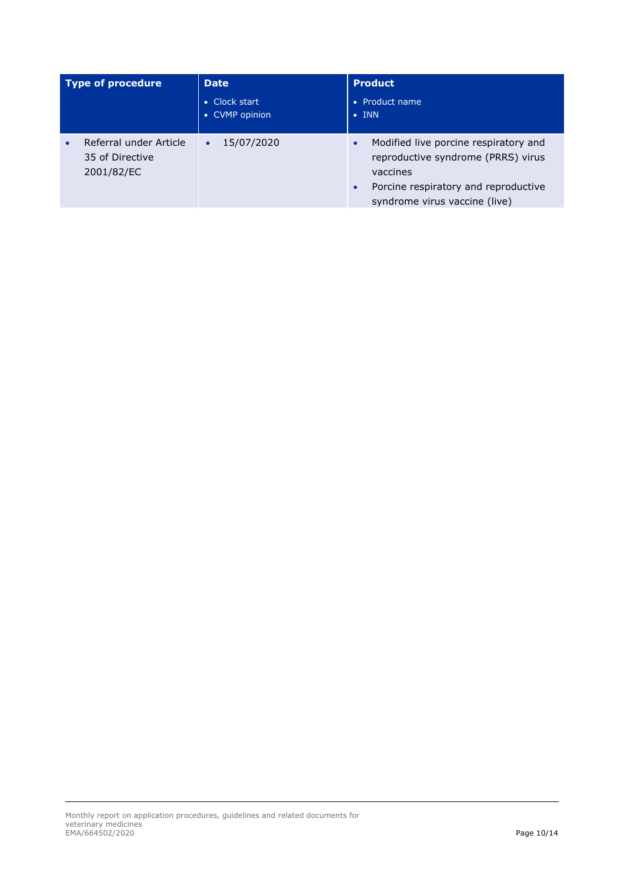| Type of procedure | Date<br>• Clock start<br>• CVMP opinion | Product<br>• Product name<br>• INN |
|---|---|---|
| • Referral under Article 35 of Directive 2001/82/EC | • 15/07/2020 | • Modified live porcine respiratory and reproductive syndrome (PRRS) virus vaccines<br>• Porcine respiratory and reproductive syndrome virus vaccine (live) |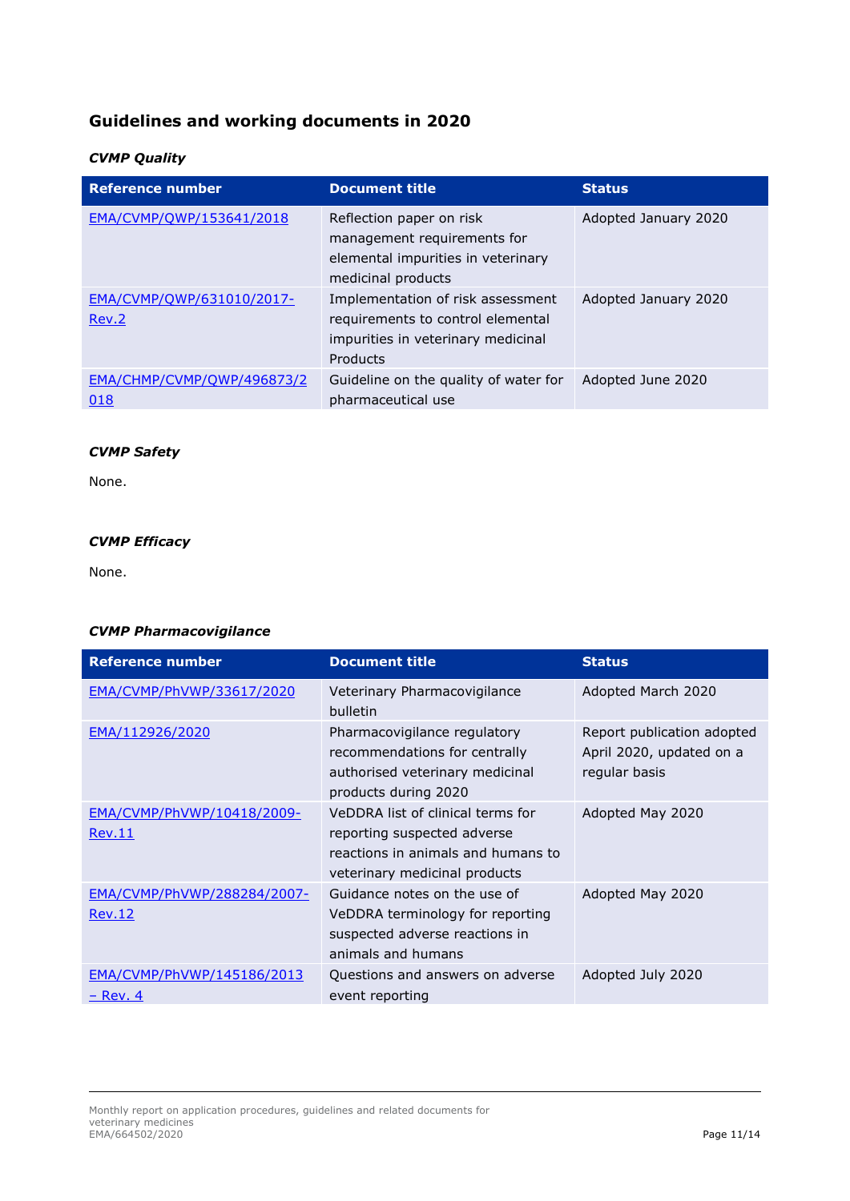## Guidelines and working documents in 2020

### *CVMP Quality*

| Reference number | Document title | Status |
|---|---|---|
| EMA/CVMP/QWP/153641/2018 | Reflection paper on risk management requirements for elemental impurities in veterinary medicinal products | Adopted January 2020 |
| EMA/CVMP/QWP/631010/2017-Rev.2 | Implementation of risk assessment requirements to control elemental impurities in veterinary medicinal Products | Adopted January 2020 |
| EMA/CHMP/CVMP/QWP/496873/2018 | Guideline on the quality of water for pharmaceutical use | Adopted June 2020 |

### *CVMP Safety*

None.

### *CVMP Efficacy*

None.

### *CVMP Pharmacovigilance*

| Reference number | Document title | Status |
|---|---|---|
| EMA/CVMP/PhVWP/33617/2020 | Veterinary Pharmacovigilance bulletin | Adopted March 2020 |
| EMA/112926/2020 | Pharmacovigilance regulatory recommendations for centrally authorised veterinary medicinal products during 2020 | Report publication adopted April 2020, updated on a regular basis |
| EMA/CVMP/PhVWP/10418/2009-Rev.11 | VeDDRA list of clinical terms for reporting suspected adverse reactions in animals and humans to veterinary medicinal products | Adopted May 2020 |
| EMA/CVMP/PhVWP/288284/2007-Rev.12 | Guidance notes on the use of VeDDRA terminology for reporting suspected adverse reactions in animals and humans | Adopted May 2020 |
| EMA/CVMP/PhVWP/145186/2013 – Rev. 4 | Questions and answers on adverse event reporting | Adopted July 2020 |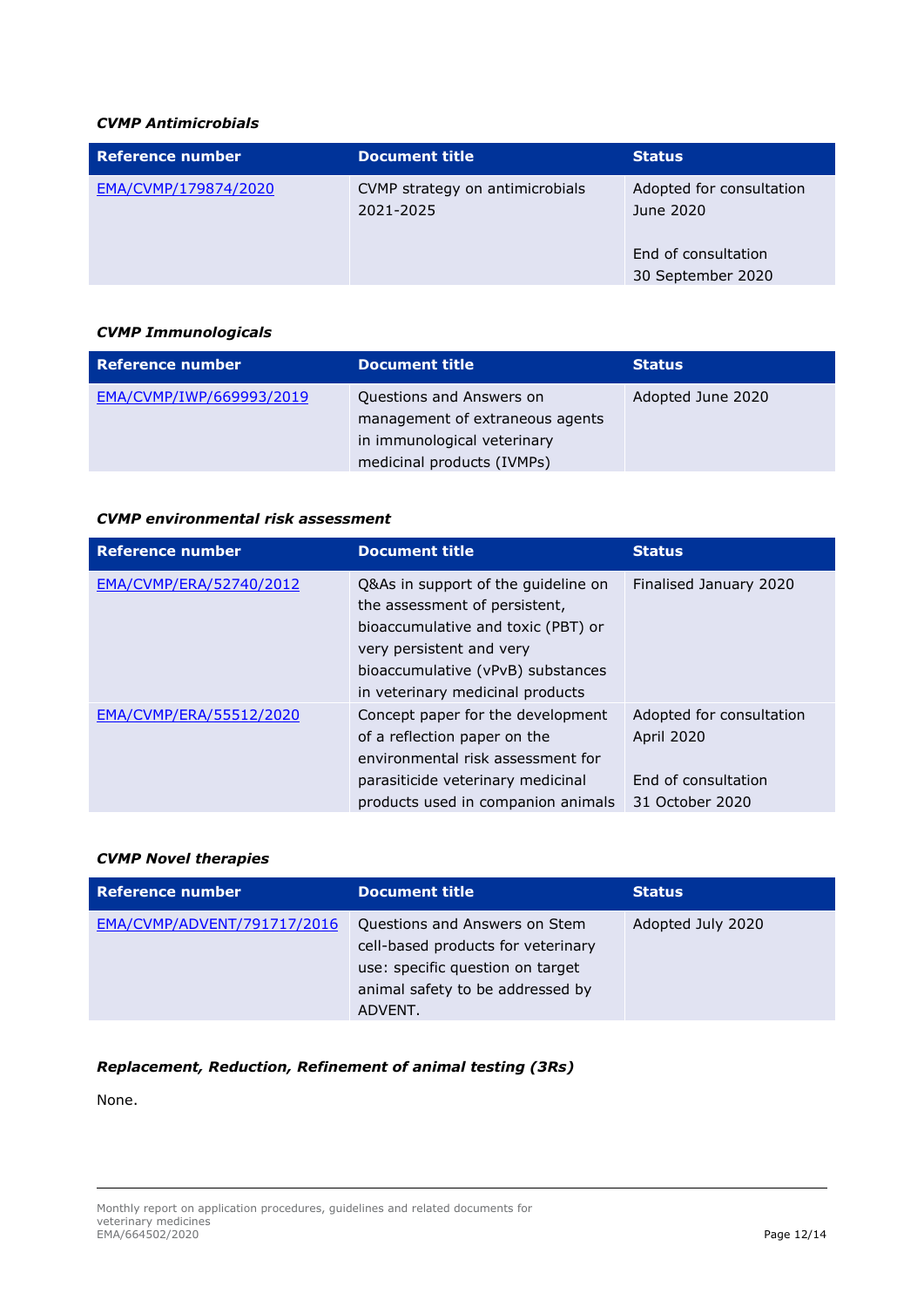***CVMP Antimicrobials***

| Reference number | Document title | Status |
| --- | --- | --- |
| EMA/CVMP/179874/2020 | CVMP strategy on antimicrobials 2021-2025 | Adopted for consultation June 2020<br><br>End of consultation 30 September 2020 |

***CVMP Immunologicals***

| Reference number | Document title | Status |
| --- | --- | --- |
| EMA/CVMP/IWP/669993/2019 | Questions and Answers on management of extraneous agents in immunological veterinary medicinal products (IVMPs) | Adopted June 2020 |

***CVMP environmental risk assessment***

| Reference number | Document title | Status |
| --- | --- | --- |
| EMA/CVMP/ERA/52740/2012 | Q&As in support of the guideline on the assessment of persistent, bioaccumulative and toxic (PBT) or very persistent and very bioaccumulative (vPvB) substances in veterinary medicinal products | Finalised January 2020 |
| EMA/CVMP/ERA/55512/2020 | Concept paper for the development of a reflection paper on the environmental risk assessment for parasiticide veterinary medicinal products used in companion animals | Adopted for consultation April 2020<br><br>End of consultation 31 October 2020 |

***CVMP Novel therapies***

| Reference number | Document title | Status |
| --- | --- | --- |
| EMA/CVMP/ADVENT/791717/2016 | Questions and Answers on Stem cell-based products for veterinary use: specific question on target animal safety to be addressed by ADVENT. | Adopted July 2020 |

***Replacement, Reduction, Refinement of animal testing (3Rs)***

None.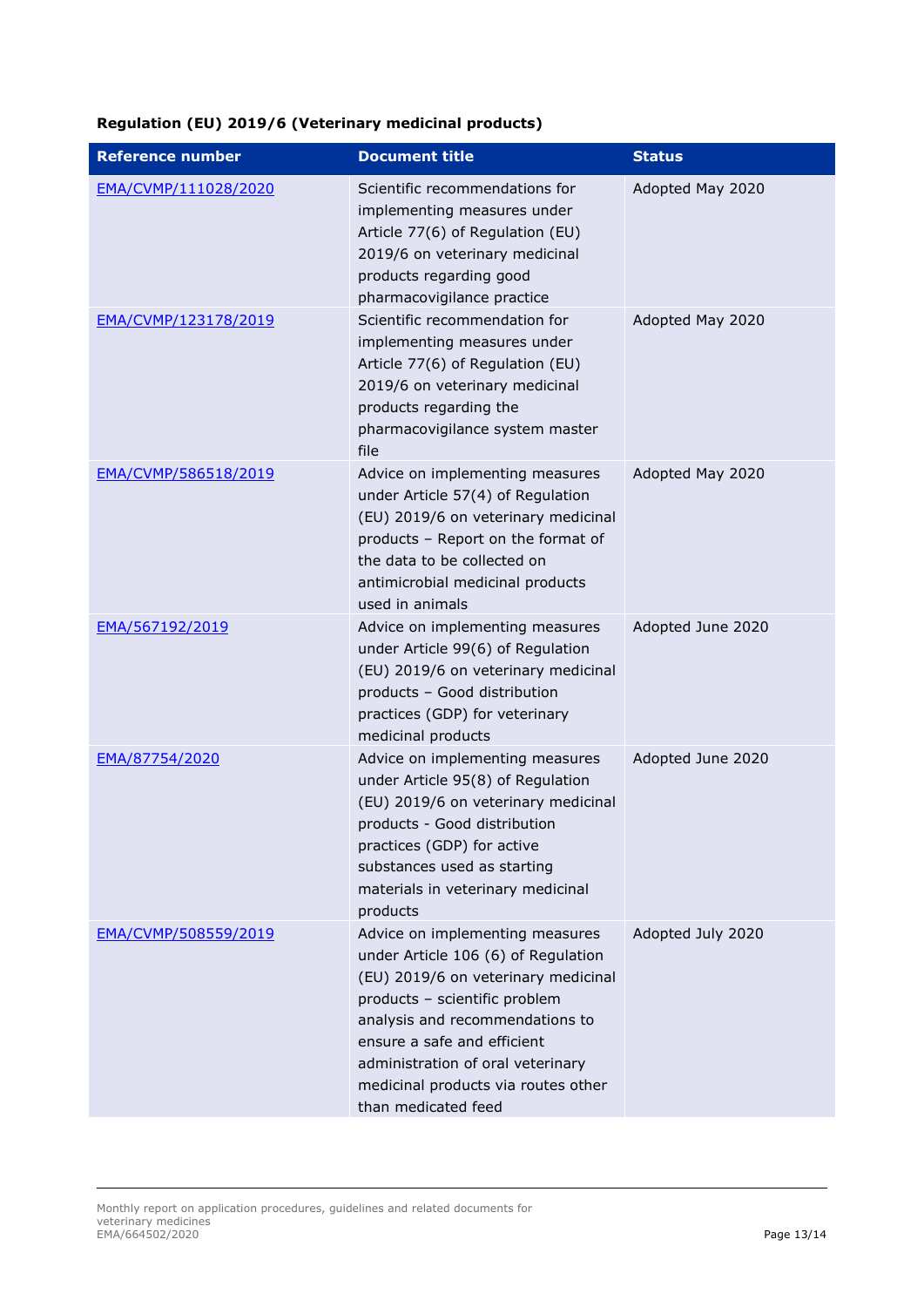**Regulation (EU) 2019/6 (Veterinary medicinal products)**

| Reference number | Document title | Status |
|---|---|---|
| EMA/CVMP/111028/2020 | Scientific recommendations for implementing measures under Article 77(6) of Regulation (EU) 2019/6 on veterinary medicinal products regarding good pharmacovigilance practice | Adopted May 2020 |
| EMA/CVMP/123178/2019 | Scientific recommendation for implementing measures under Article 77(6) of Regulation (EU) 2019/6 on veterinary medicinal products regarding the pharmacovigilance system master file | Adopted May 2020 |
| EMA/CVMP/586518/2019 | Advice on implementing measures under Article 57(4) of Regulation (EU) 2019/6 on veterinary medicinal products – Report on the format of the data to be collected on antimicrobial medicinal products used in animals | Adopted May 2020 |
| EMA/567192/2019 | Advice on implementing measures under Article 99(6) of Regulation (EU) 2019/6 on veterinary medicinal products – Good distribution practices (GDP) for veterinary medicinal products | Adopted June 2020 |
| EMA/87754/2020 | Advice on implementing measures under Article 95(8) of Regulation (EU) 2019/6 on veterinary medicinal products - Good distribution practices (GDP) for active substances used as starting materials in veterinary medicinal products | Adopted June 2020 |
| EMA/CVMP/508559/2019 | Advice on implementing measures under Article 106 (6) of Regulation (EU) 2019/6 on veterinary medicinal products – scientific problem analysis and recommendations to ensure a safe and efficient administration of oral veterinary medicinal products via routes other than medicated feed | Adopted July 2020 |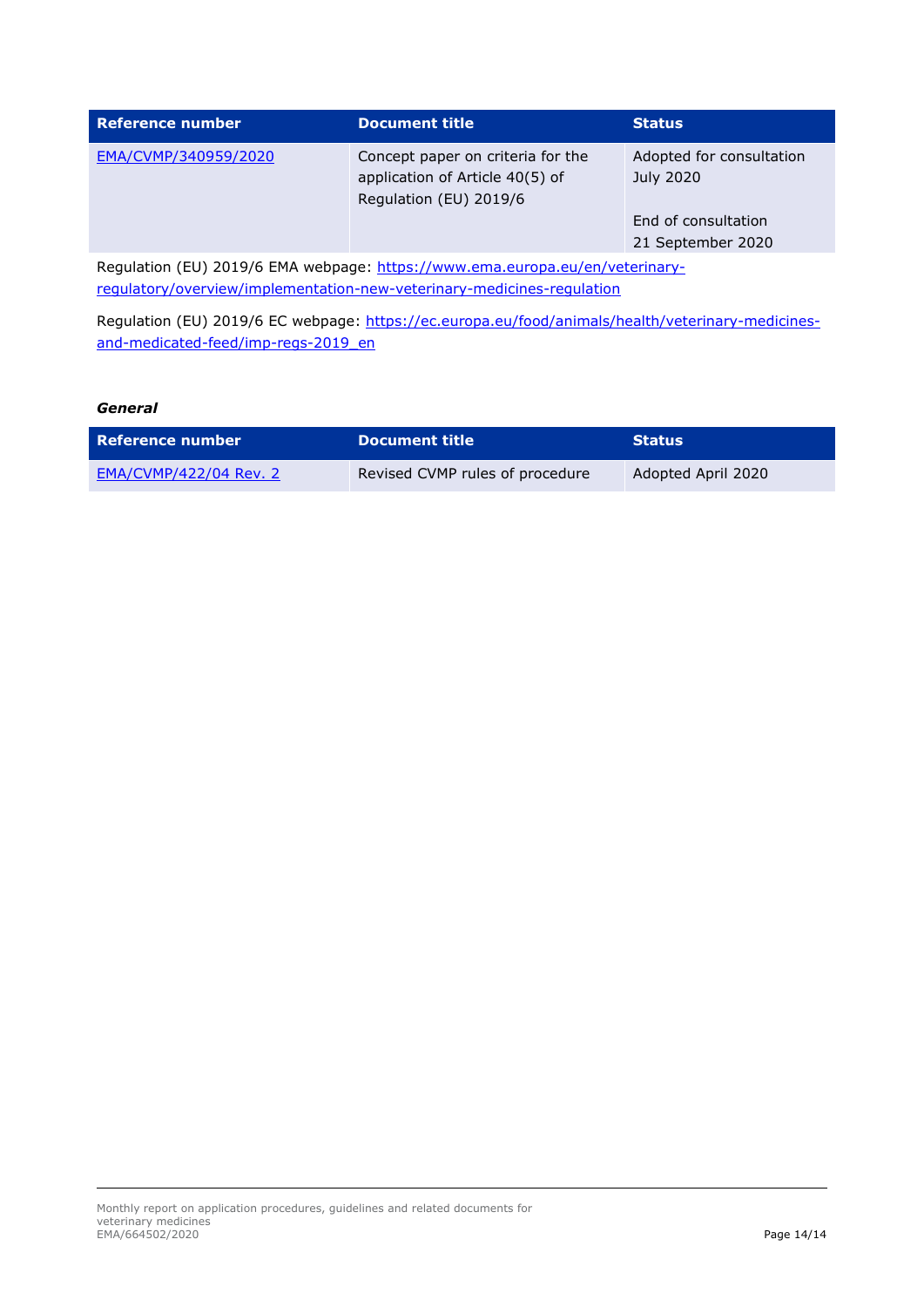| Reference number | Document title | Status |
| --- | --- | --- |
| [EMA/CVMP/340959/2020](https://www.ema.europa.eu) | Concept paper on criteria for the application of Article 40(5) of Regulation (EU) 2019/6 | Adopted for consultation July 2020<br><br>End of consultation 21 September 2020 |

Regulation (EU) 2019/6 EMA webpage: https://www.ema.europa.eu/en/veterinary-regulatory/overview/implementation-new-veterinary-medicines-regulation

Regulation (EU) 2019/6 EC webpage: https://ec.europa.eu/food/animals/health/veterinary-medicines-and-medicated-feed/imp-regs-2019_en

***General***

| Reference number | Document title | Status |
| --- | --- | --- |
| EMA/CVMP/422/04 Rev. 2 | Revised CVMP rules of procedure | Adopted April 2020 |